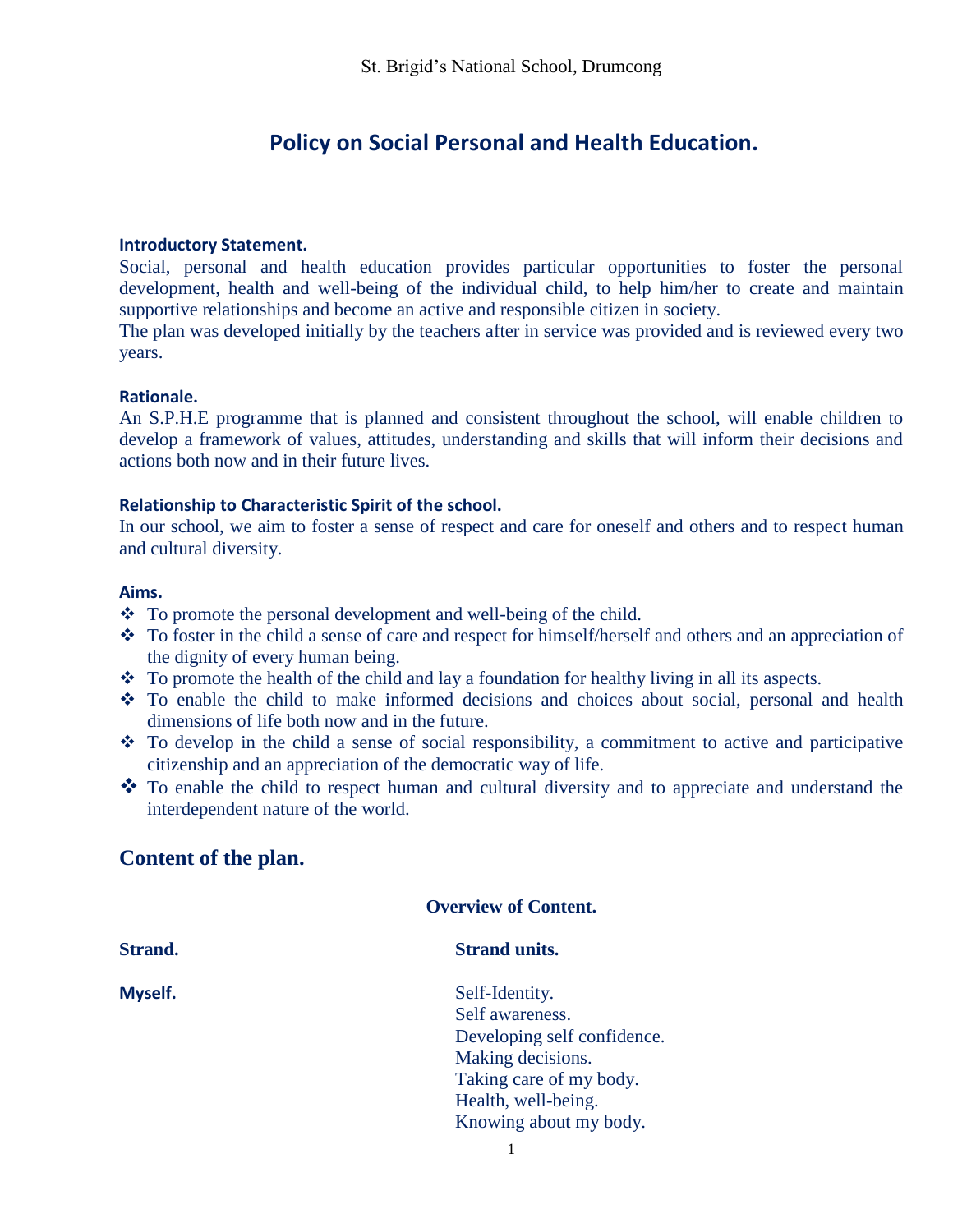St. Brigid's National School, Drumcong

# Policy on Social Personal and Health Education.

### Introductory Statement.

Social, personal and health education provides particular opportunities to foster the personal development, health and well-being of the individual child, to help him/her to create and maintain supportive relationships and become an active and responsible citizen in society.
The plan was developed initially by the teachers after in service was provided and is reviewed every two years.

### Rationale.

An S.P.H.E programme that is planned and consistent throughout the school, will enable children to develop a framework of values, attitudes, understanding and skills that will inform their decisions and actions both now and in their future lives.

### Relationship to Characteristic Spirit of the school.

In our school, we aim to foster a sense of respect and care for oneself and others and to respect human and cultural diversity.

### Aims.

- To promote the personal development and well-being of the child.
- To foster in the child a sense of care and respect for himself/herself and others and an appreciation of the dignity of every human being.
- To promote the health of the child and lay a foundation for healthy living in all its aspects.
- To enable the child to make informed decisions and choices about social, personal and health dimensions of life both now and in the future.
- To develop in the child a sense of social responsibility, a commitment to active and participative citizenship and an appreciation of the democratic way of life.
- To enable the child to respect human and cultural diversity and to appreciate and understand the interdependent nature of the world.

## Content of the plan.

### Overview of Content.

| Strand. | Strand units. |
|---|---|
| Myself. | Self-Identity.<br>Self awareness.<br>Developing self confidence.<br>Making decisions.<br>Taking care of my body.<br>Health, well-being.<br>Knowing about my body. |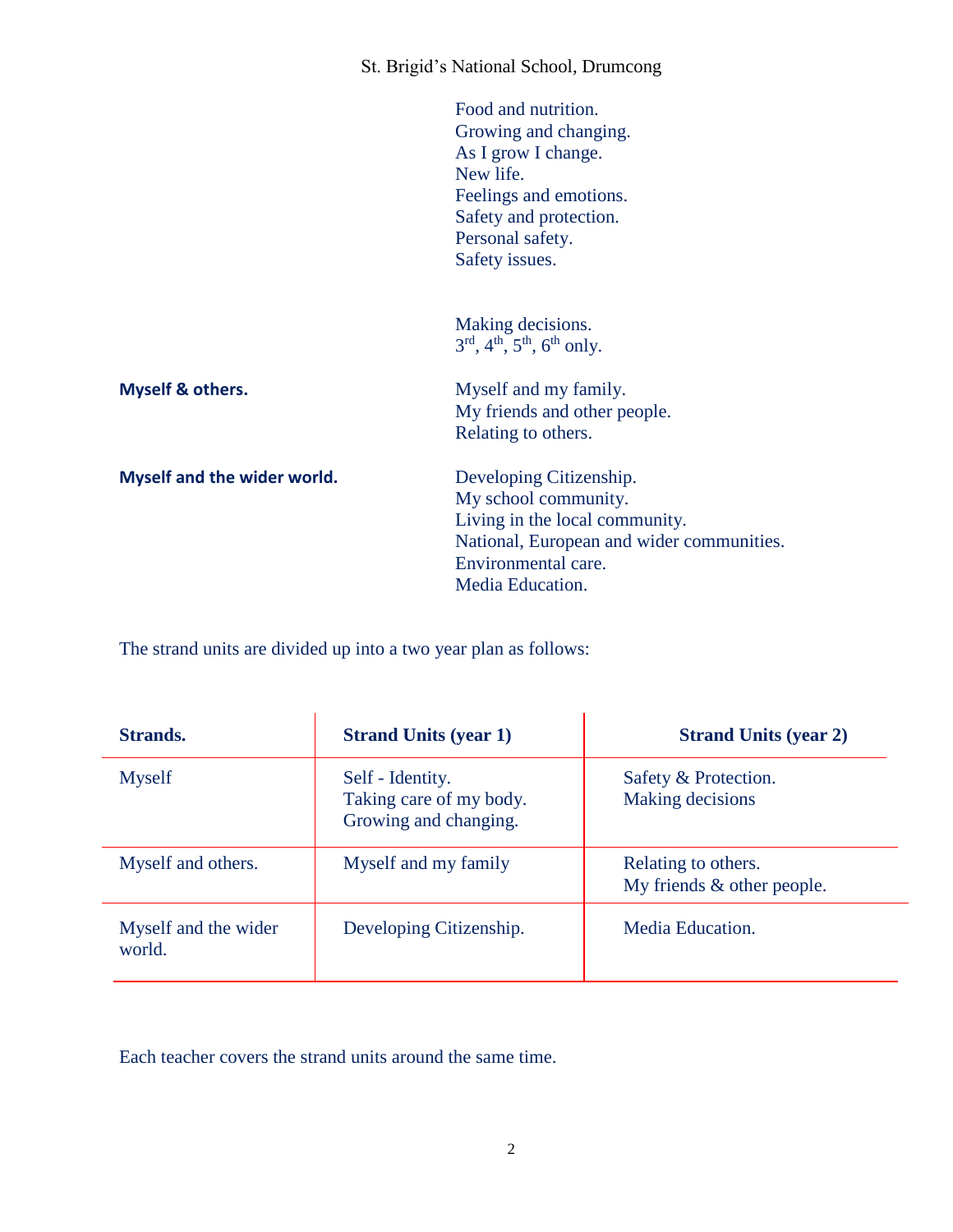Food and nutrition.
Growing and changing.
As I grow I change.
New life.
Feelings and emotions.
Safety and protection.
Personal safety.
Safety issues.

Making decisions.
3rd, 4th, 5th, 6th only.

**Myself & others.**

Myself and my family.
My friends and other people.
Relating to others.

**Myself and the wider world.**

Developing Citizenship.
My school community.
Living in the local community.
National, European and wider communities.
Environmental care.
Media Education.

The strand units are divided up into a two year plan as follows:

| **Strands.** | **Strand Units (year 1)** | **Strand Units (year 2)** |
|---|---|---|
| Myself | Self - Identity.<br>Taking care of my body.<br>Growing and changing. | Safety & Protection.<br>Making decisions |
| Myself and others. | Myself and my family | Relating to others.<br>My friends & other people. |
| Myself and the wider world. | Developing Citizenship. | Media Education. |

Each teacher covers the strand units around the same time.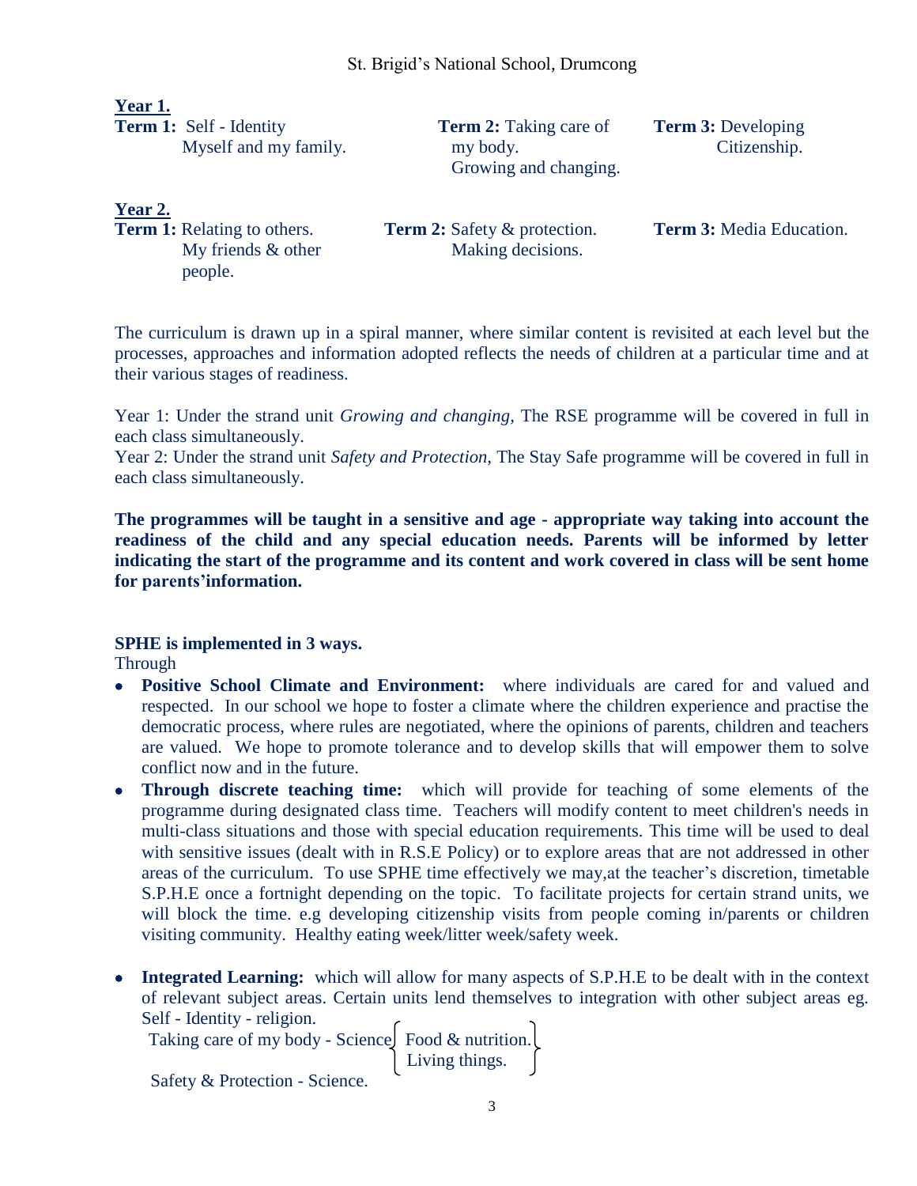**Year 1.**

| | | |
|---|---|---|
| **Term 1:** Self - Identity<br>Myself and my family. | **Term 2:** Taking care of my body.<br>Growing and changing. | **Term 3:** Developing Citizenship. |

**Year 2.**

| | | |
|---|---|---|
| **Term 1:** Relating to others.<br>My friends & other people. | **Term 2:** Safety & protection.<br>Making decisions. | **Term 3:** Media Education. |

The curriculum is drawn up in a spiral manner, where similar content is revisited at each level but the processes, approaches and information adopted reflects the needs of children at a particular time and at their various stages of readiness.

Year 1: Under the strand unit *Growing and changing,* The RSE programme will be covered in full in each class simultaneously.
Year 2: Under the strand unit *Safety and Protection,* The Stay Safe programme will be covered in full in each class simultaneously.

**The programmes will be taught in a sensitive and age - appropriate way taking into account the readiness of the child and any special education needs. Parents will be informed by letter indicating the start of the programme and its content and work covered in class will be sent home for parents'information.**

**SPHE is implemented in 3 ways.**
Through

- **Positive School Climate and Environment:** where individuals are cared for and valued and respected. In our school we hope to foster a climate where the children experience and practise the democratic process, where rules are negotiated, where the opinions of parents, children and teachers are valued. We hope to promote tolerance and to develop skills that will empower them to solve conflict now and in the future.
- **Through discrete teaching time:** which will provide for teaching of some elements of the programme during designated class time. Teachers will modify content to meet children's needs in multi-class situations and those with special education requirements. This time will be used to deal with sensitive issues (dealt with in R.S.E Policy) or to explore areas that are not addressed in other areas of the curriculum. To use SPHE time effectively we may,at the teacher's discretion, timetable S.P.H.E once a fortnight depending on the topic. To facilitate projects for certain strand units, we will block the time. e.g developing citizenship visits from people coming in/parents or children visiting community. Healthy eating week/litter week/safety week.
- **Integrated Learning:** which will allow for many aspects of S.P.H.E to be dealt with in the context of relevant subject areas. Certain units lend themselves to integration with other subject areas eg.
  Self - Identity - religion.
  Taking care of my body - Science { Food & nutrition. / Living things. }
  Safety & Protection - Science.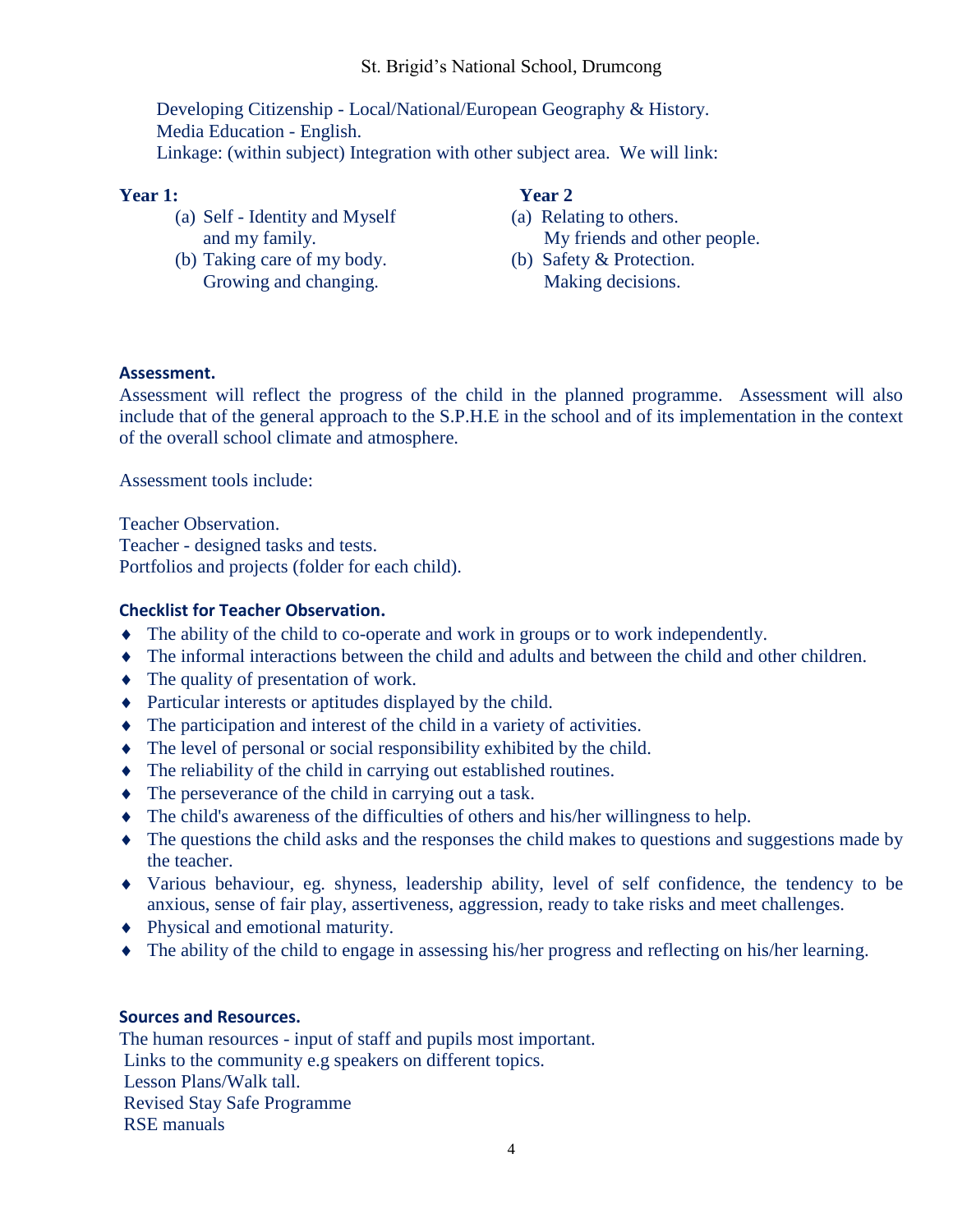Developing Citizenship - Local/National/European Geography & History.
Media Education - English.
Linkage: (within subject) Integration with other subject area. We will link:

**Year 1:**

(a) Self - Identity and Myself and my family.
(b) Taking care of my body. Growing and changing.

**Year 2**

(a) Relating to others. My friends and other people.
(b) Safety & Protection. Making decisions.

**Assessment.**

Assessment will reflect the progress of the child in the planned programme. Assessment will also include that of the general approach to the S.P.H.E in the school and of its implementation in the context of the overall school climate and atmosphere.

Assessment tools include:

Teacher Observation.
Teacher - designed tasks and tests.
Portfolios and projects (folder for each child).

**Checklist for Teacher Observation.**

- The ability of the child to co-operate and work in groups or to work independently.
- The informal interactions between the child and adults and between the child and other children.
- The quality of presentation of work.
- Particular interests or aptitudes displayed by the child.
- The participation and interest of the child in a variety of activities.
- The level of personal or social responsibility exhibited by the child.
- The reliability of the child in carrying out established routines.
- The perseverance of the child in carrying out a task.
- The child's awareness of the difficulties of others and his/her willingness to help.
- The questions the child asks and the responses the child makes to questions and suggestions made by the teacher.
- Various behaviour, eg. shyness, leadership ability, level of self confidence, the tendency to be anxious, sense of fair play, assertiveness, aggression, ready to take risks and meet challenges.
- Physical and emotional maturity.
- The ability of the child to engage in assessing his/her progress and reflecting on his/her learning.

**Sources and Resources.**

The human resources - input of staff and pupils most important.
Links to the community e.g speakers on different topics.
Lesson Plans/Walk tall.
Revised Stay Safe Programme
RSE manuals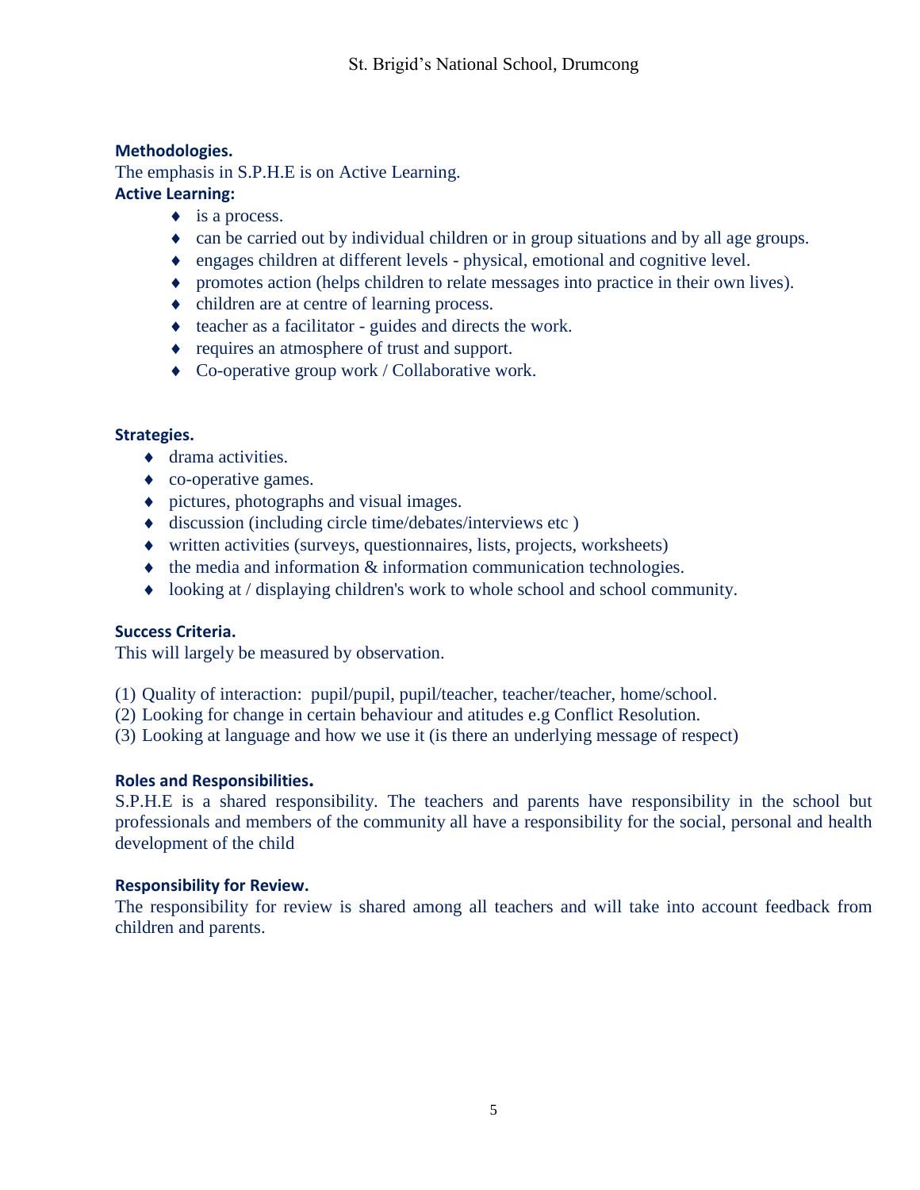**Methodologies.**

The emphasis in S.P.H.E is on Active Learning.

**Active Learning:**

- is a process.
- can be carried out by individual children or in group situations and by all age groups.
- engages children at different levels - physical, emotional and cognitive level.
- promotes action (helps children to relate messages into practice in their own lives).
- children are at centre of learning process.
- teacher as a facilitator - guides and directs the work.
- requires an atmosphere of trust and support.
- Co-operative group work / Collaborative work.

**Strategies.**

- drama activities.
- co-operative games.
- pictures, photographs and visual images.
- discussion (including circle time/debates/interviews etc )
- written activities (surveys, questionnaires, lists, projects, worksheets)
- the media and information & information communication technologies.
- looking at / displaying children's work to whole school and school community.

**Success Criteria.**

This will largely be measured by observation.

(1) Quality of interaction: pupil/pupil, pupil/teacher, teacher/teacher, home/school.
(2) Looking for change in certain behaviour and atitudes e.g Conflict Resolution.
(3) Looking at language and how we use it (is there an underlying message of respect)

**Roles and Responsibilities.**

S.P.H.E is a shared responsibility. The teachers and parents have responsibility in the school but professionals and members of the community all have a responsibility for the social, personal and health development of the child

**Responsibility for Review.**

The responsibility for review is shared among all teachers and will take into account feedback from children and parents.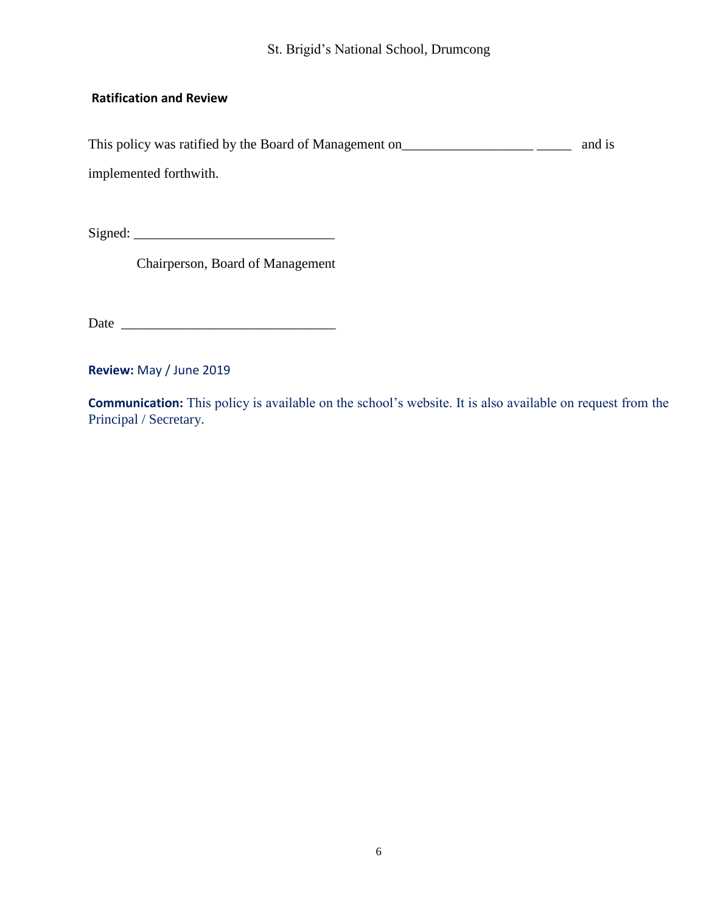**Ratification and Review**

This policy was ratified by the Board of Management on___________________ _____ and is implemented forthwith.

Signed: _____________________________

Chairperson, Board of Management

Date _______________________________

**Review:** May / June 2019

**Communication:** This policy is available on the school's website. It is also available on request from the Principal / Secretary.